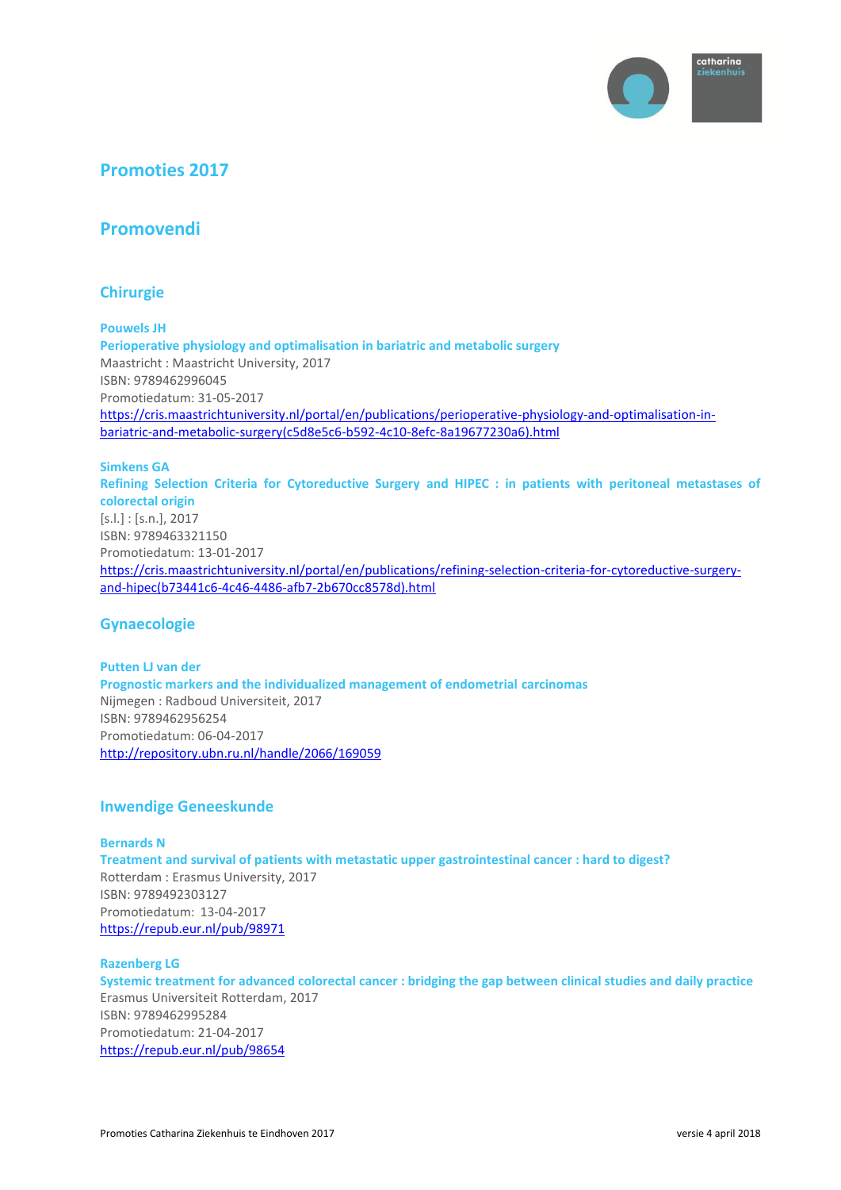# Promoties 2017

## Promovendi

### Chirurgie

**Pouwels JH**
**Perioperative physiology and optimalisation in bariatric and metabolic surgery**
Maastricht : Maastricht University, 2017
ISBN: 9789462996045
Promotiedatum: 31-05-2017
https://cris.maastrichtuniversity.nl/portal/en/publications/perioperative-physiology-and-optimalisation-in-bariatric-and-metabolic-surgery(c5d8e5c6-b592-4c10-8efc-8a19677230a6).html

**Simkens GA**
**Refining Selection Criteria for Cytoreductive Surgery and HIPEC : in patients with peritoneal metastases of colorectal origin**
[s.l.] : [s.n.], 2017
ISBN: 9789463321150
Promotiedatum: 13-01-2017
https://cris.maastrichtuniversity.nl/portal/en/publications/refining-selection-criteria-for-cytoreductive-surgery-and-hipec(b73441c6-4c46-4486-afb7-2b670cc8578d).html

### Gynaecologie

**Putten LJ van der**
**Prognostic markers and the individualized management of endometrial carcinomas**
Nijmegen : Radboud Universiteit, 2017
ISBN: 9789462956254
Promotiedatum: 06-04-2017
http://repository.ubn.ru.nl/handle/2066/169059

### Inwendige Geneeskunde

**Bernards N**
**Treatment and survival of patients with metastatic upper gastrointestinal cancer : hard to digest?**
Rotterdam : Erasmus University, 2017
ISBN: 9789492303127
Promotiedatum: 13-04-2017
https://repub.eur.nl/pub/98971

**Razenberg LG**
**Systemic treatment for advanced colorectal cancer : bridging the gap between clinical studies and daily practice**
Erasmus Universiteit Rotterdam, 2017
ISBN: 9789462995284
Promotiedatum: 21-04-2017
https://repub.eur.nl/pub/98654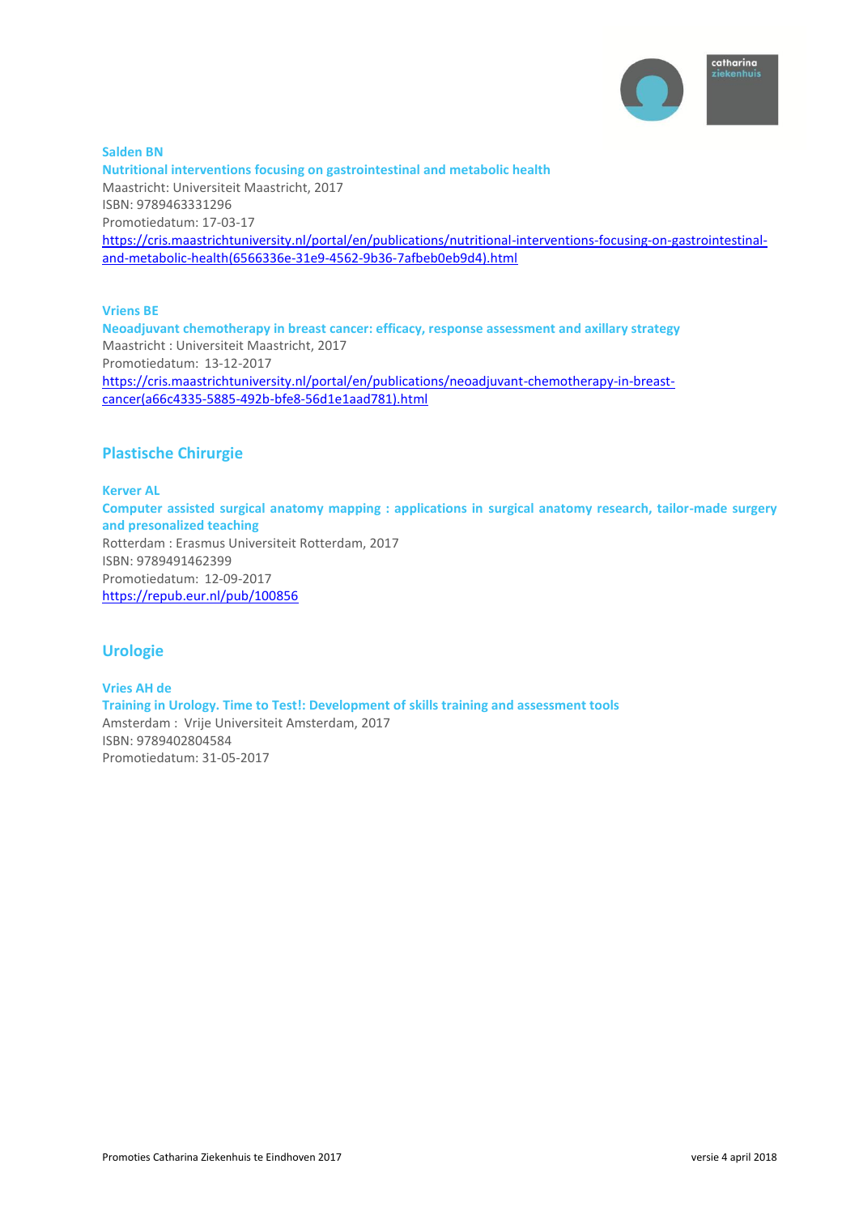**Salden BN**
**Nutritional interventions focusing on gastrointestinal and metabolic health**
Maastricht: Universiteit Maastricht, 2017
ISBN: 9789463331296
Promotiedatum: 17-03-17
https://cris.maastrichtuniversity.nl/portal/en/publications/nutritional-interventions-focusing-on-gastrointestinal-and-metabolic-health(6566336e-31e9-4562-9b36-7afbeb0eb9d4).html

**Vriens BE**
**Neoadjuvant chemotherapy in breast cancer: efficacy, response assessment and axillary strategy**
Maastricht : Universiteit Maastricht, 2017
Promotiedatum: 13-12-2017
https://cris.maastrichtuniversity.nl/portal/en/publications/neoadjuvant-chemotherapy-in-breast-cancer(a66c4335-5885-492b-bfe8-56d1e1aad781).html

## Plastische Chirurgie

**Kerver AL**
**Computer assisted surgical anatomy mapping : applications in surgical anatomy research, tailor-made surgery and presonalized teaching**
Rotterdam : Erasmus Universiteit Rotterdam, 2017
ISBN: 9789491462399
Promotiedatum: 12-09-2017
https://repub.eur.nl/pub/100856

## Urologie

**Vries AH de**
**Training in Urology. Time to Test!: Development of skills training and assessment tools**
Amsterdam : Vrije Universiteit Amsterdam, 2017
ISBN: 9789402804584
Promotiedatum: 31-05-2017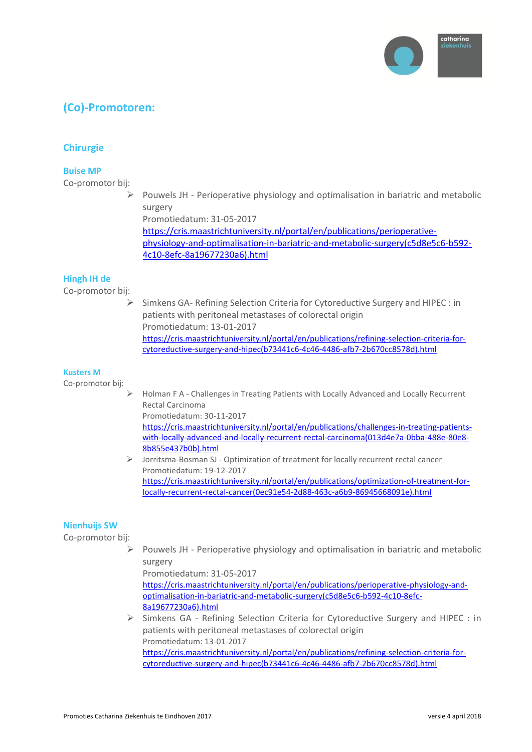# (Co)-Promotoren:

## Chirurgie

### Buise MP

Co-promotor bij:

- Pouwels JH - Perioperative physiology and optimalisation in bariatric and metabolic surgery
  Promotiedatum: 31-05-2017
  https://cris.maastrichtuniversity.nl/portal/en/publications/perioperative-physiology-and-optimalisation-in-bariatric-and-metabolic-surgery(c5d8e5c6-b592-4c10-8efc-8a19677230a6).html

### Hingh IH de

Co-promotor bij:

- Simkens GA- Refining Selection Criteria for Cytoreductive Surgery and HIPEC : in patients with peritoneal metastases of colorectal origin
  Promotiedatum: 13-01-2017
  https://cris.maastrichtuniversity.nl/portal/en/publications/refining-selection-criteria-for-cytoreductive-surgery-and-hipec(b73441c6-4c46-4486-afb7-2b670cc8578d).html

### Kusters M

Co-promotor bij:

- Holman F A - Challenges in Treating Patients with Locally Advanced and Locally Recurrent Rectal Carcinoma
  Promotiedatum: 30-11-2017
  https://cris.maastrichtuniversity.nl/portal/en/publications/challenges-in-treating-patients-with-locally-advanced-and-locally-recurrent-rectal-carcinoma(013d4e7a-0bba-488e-80e8-8b855e437b0b).html
- Jorritsma-Bosman SJ - Optimization of treatment for locally recurrent rectal cancer
  Promotiedatum: 19-12-2017
  https://cris.maastrichtuniversity.nl/portal/en/publications/optimization-of-treatment-for-locally-recurrent-rectal-cancer(0ec91e54-2d88-463c-a6b9-86945668091e).html

### Nienhuijs SW

Co-promotor bij:

- Pouwels JH - Perioperative physiology and optimalisation in bariatric and metabolic surgery
  Promotiedatum: 31-05-2017
  https://cris.maastrichtuniversity.nl/portal/en/publications/perioperative-physiology-and-optimalisation-in-bariatric-and-metabolic-surgery(c5d8e5c6-b592-4c10-8efc-8a19677230a6).html
- Simkens GA - Refining Selection Criteria for Cytoreductive Surgery and HIPEC : in patients with peritoneal metastases of colorectal origin
  Promotiedatum: 13-01-2017
  https://cris.maastrichtuniversity.nl/portal/en/publications/refining-selection-criteria-for-cytoreductive-surgery-and-hipec(b73441c6-4c46-4486-afb7-2b670cc8578d).html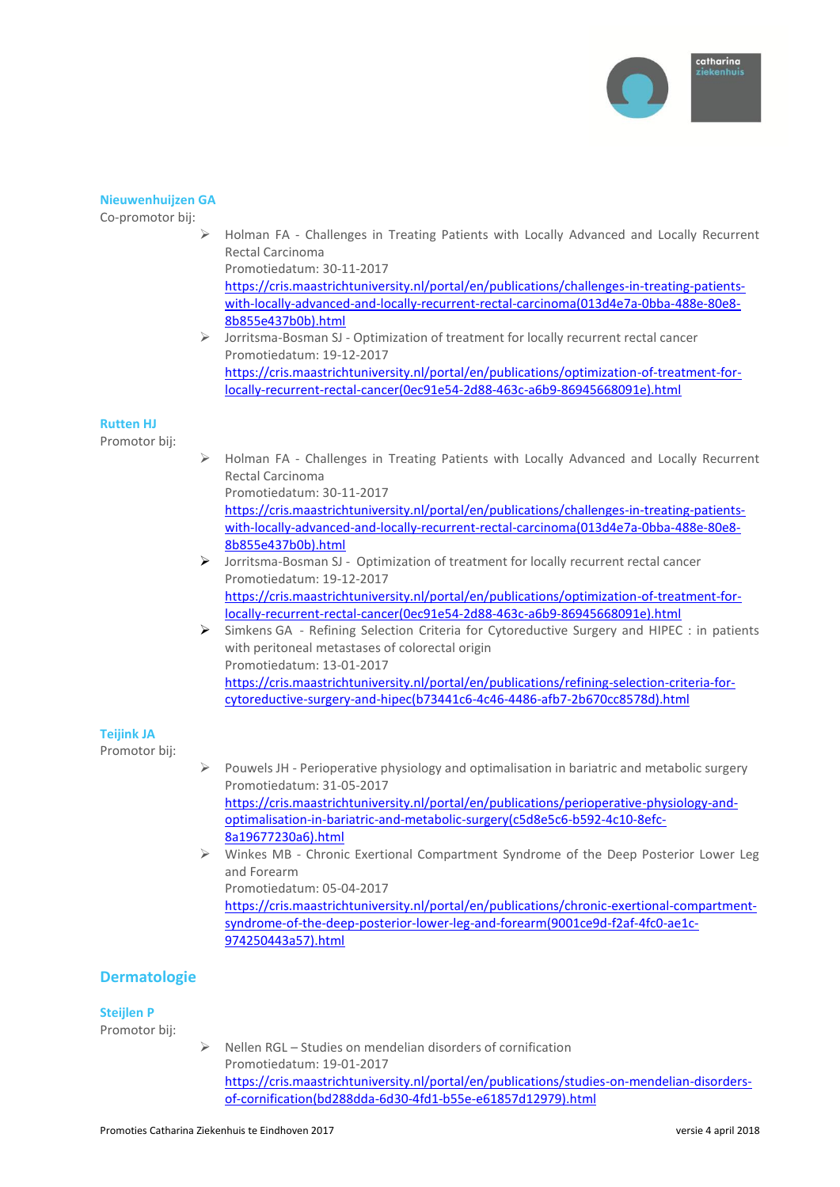### Nieuwenhuijzen GA

Co-promotor bij:

- Holman FA - Challenges in Treating Patients with Locally Advanced and Locally Recurrent Rectal Carcinoma
  Promotiedatum: 30-11-2017
  https://cris.maastrichtuniversity.nl/portal/en/publications/challenges-in-treating-patients-with-locally-advanced-and-locally-recurrent-rectal-carcinoma(013d4e7a-0bba-488e-80e8-8b855e437b0b).html
- Jorritsma-Bosman SJ - Optimization of treatment for locally recurrent rectal cancer
  Promotiedatum: 19-12-2017
  https://cris.maastrichtuniversity.nl/portal/en/publications/optimization-of-treatment-for-locally-recurrent-rectal-cancer(0ec91e54-2d88-463c-a6b9-86945668091e).html

### Rutten HJ

Promotor bij:

- Holman FA - Challenges in Treating Patients with Locally Advanced and Locally Recurrent Rectal Carcinoma
  Promotiedatum: 30-11-2017
  https://cris.maastrichtuniversity.nl/portal/en/publications/challenges-in-treating-patients-with-locally-advanced-and-locally-recurrent-rectal-carcinoma(013d4e7a-0bba-488e-80e8-8b855e437b0b).html
- Jorritsma-Bosman SJ - Optimization of treatment for locally recurrent rectal cancer
  Promotiedatum: 19-12-2017
  https://cris.maastrichtuniversity.nl/portal/en/publications/optimization-of-treatment-for-locally-recurrent-rectal-cancer(0ec91e54-2d88-463c-a6b9-86945668091e).html
- Simkens GA - Refining Selection Criteria for Cytoreductive Surgery and HIPEC : in patients with peritoneal metastases of colorectal origin
  Promotiedatum: 13-01-2017
  https://cris.maastrichtuniversity.nl/portal/en/publications/refining-selection-criteria-for-cytoreductive-surgery-and-hipec(b73441c6-4c46-4486-afb7-2b670cc8578d).html

### Teijink JA

Promotor bij:

- Pouwels JH - Perioperative physiology and optimalisation in bariatric and metabolic surgery
  Promotiedatum: 31-05-2017
  https://cris.maastrichtuniversity.nl/portal/en/publications/perioperative-physiology-and-optimalisation-in-bariatric-and-metabolic-surgery(c5d8e5c6-b592-4c10-8efc-8a19677230a6).html
- Winkes MB - Chronic Exertional Compartment Syndrome of the Deep Posterior Lower Leg and Forearm
  Promotiedatum: 05-04-2017
  https://cris.maastrichtuniversity.nl/portal/en/publications/chronic-exertional-compartment-syndrome-of-the-deep-posterior-lower-leg-and-forearm(9001ce9d-f2af-4fc0-ae1c-974250443a57).html

## Dermatologie

### Steijlen P

Promotor bij:

- Nellen RGL – Studies on mendelian disorders of cornification
  Promotiedatum: 19-01-2017
  https://cris.maastrichtuniversity.nl/portal/en/publications/studies-on-mendelian-disorders-of-cornification(bd288dda-6d30-4fd1-b55e-e61857d12979).html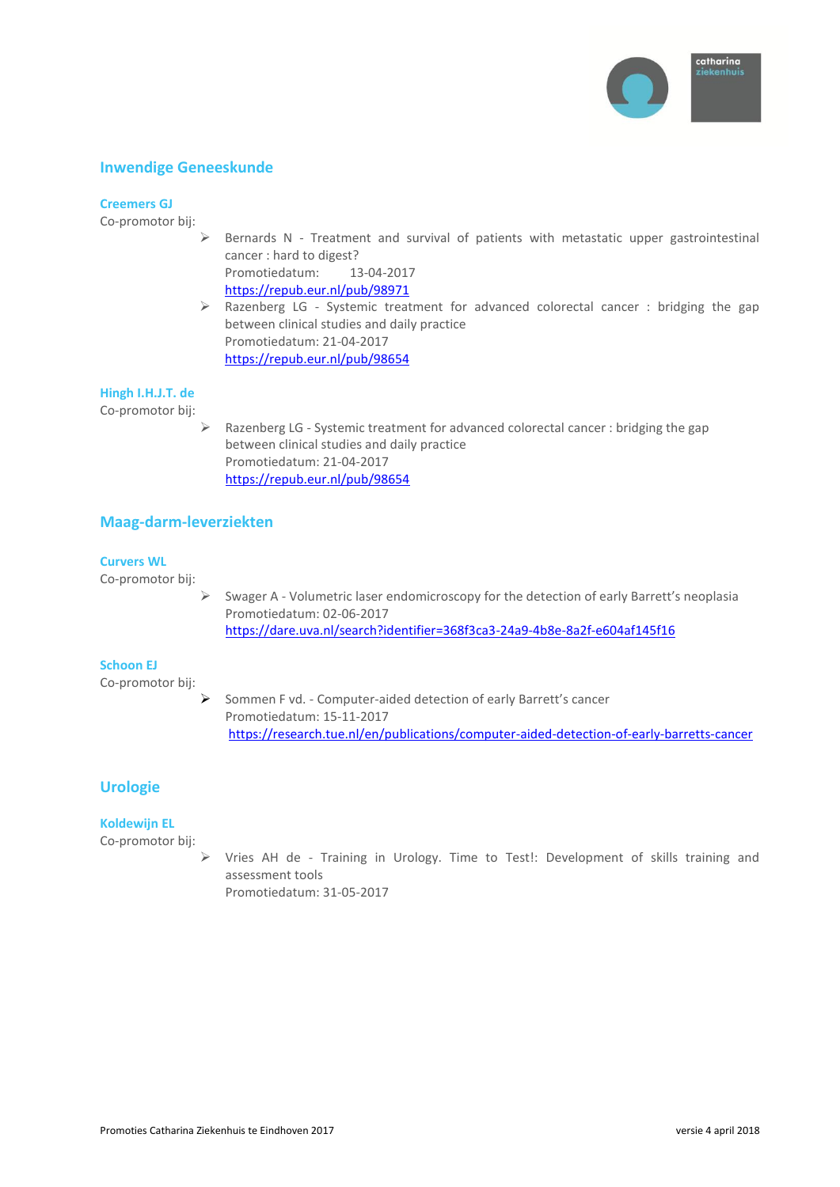## Inwendige Geneeskunde

### Creemers GJ

Co-promotor bij:

- Bernards N - Treatment and survival of patients with metastatic upper gastrointestinal cancer : hard to digest?
  Promotiedatum: 13-04-2017
  https://repub.eur.nl/pub/98971
- Razenberg LG - Systemic treatment for advanced colorectal cancer : bridging the gap between clinical studies and daily practice
  Promotiedatum: 21-04-2017
  https://repub.eur.nl/pub/98654

### Hingh I.H.J.T. de

Co-promotor bij:

- Razenberg LG - Systemic treatment for advanced colorectal cancer : bridging the gap between clinical studies and daily practice
  Promotiedatum: 21-04-2017
  https://repub.eur.nl/pub/98654

## Maag-darm-leverziekten

### Curvers WL

Co-promotor bij:

- Swager A - Volumetric laser endomicroscopy for the detection of early Barrett's neoplasia
  Promotiedatum: 02-06-2017
  https://dare.uva.nl/search?identifier=368f3ca3-24a9-4b8e-8a2f-e604af145f16

### Schoon EJ

Co-promotor bij:

- Sommen F vd. - Computer-aided detection of early Barrett's cancer
  Promotiedatum: 15-11-2017
  https://research.tue.nl/en/publications/computer-aided-detection-of-early-barretts-cancer

## Urologie

### Koldewijn EL

Co-promotor bij:

- Vries AH de - Training in Urology. Time to Test!: Development of skills training and assessment tools
  Promotiedatum: 31-05-2017